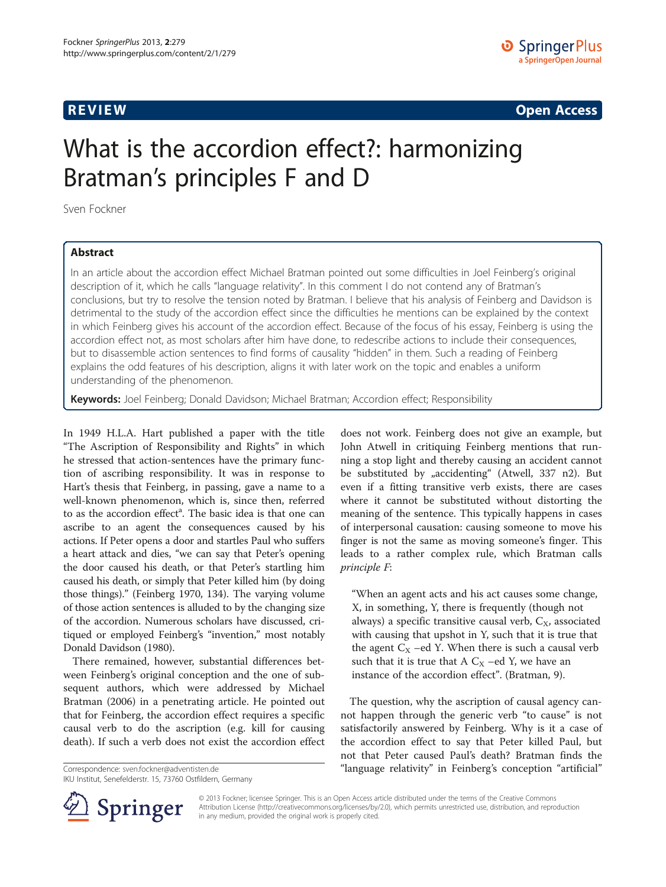REVIEW Open Access

# What is the accordion effect?: harmonizing Bratman's principles F and D

Sven Fockner

## Abstract

In an article about the accordion effect Michael Bratman pointed out some difficulties in Joel Feinberg's original description of it, which he calls "language relativity". In this comment I do not contend any of Bratman's conclusions, but try to resolve the tension noted by Bratman. I believe that his analysis of Feinberg and Davidson is detrimental to the study of the accordion effect since the difficulties he mentions can be explained by the context in which Feinberg gives his account of the accordion effect. Because of the focus of his essay, Feinberg is using the accordion effect not, as most scholars after him have done, to redescribe actions to include their consequences, but to disassemble action sentences to find forms of causality "hidden" in them. Such a reading of Feinberg explains the odd features of his description, aligns it with later work on the topic and enables a uniform understanding of the phenomenon.

**Keywords:** Joel Feinberg; Donald Davidson; Michael Bratman; Accordion effect; Responsibility

In 1949 H.L.A. Hart published a paper with the title "The Ascription of Responsibility and Rights" in which he stressed that action-sentences have the primary function of ascribing responsibility. It was in response to Hart's thesis that Feinberg, in passing, gave a name to a well-known phenomenon, which is, since then, referred to as the accordion effect[a]. The basic idea is that one can ascribe to an agent the consequences caused by his actions. If Peter opens a door and startles Paul who suffers a heart attack and dies, "we can say that Peter's opening the door caused his death, or that Peter's startling him caused his death, or simply that Peter killed him (by doing those things)." (Feinberg 1970, 134). The varying volume of those action sentences is alluded to by the changing size of the accordion. Numerous scholars have discussed, critiqued or employed Feinberg's "invention," most notably Donald Davidson (1980).

There remained, however, substantial differences between Feinberg's original conception and the one of subsequent authors, which were addressed by Michael Bratman (2006) in a penetrating article. He pointed out that for Feinberg, the accordion effect requires a specific causal verb to do the ascription (e.g. kill for causing death). If such a verb does not exist the accordion effect does not work. Feinberg does not give an example, but John Atwell in critiquing Feinberg mentions that running a stop light and thereby causing an accident cannot be substituted by „accidenting" (Atwell, 337 n2). But even if a fitting transitive verb exists, there are cases where it cannot be substituted without distorting the meaning of the sentence. This typically happens in cases of interpersonal causation: causing someone to move his finger is not the same as moving someone's finger. This leads to a rather complex rule, which Bratman calls *principle F*:

> "When an agent acts and his act causes some change, X, in something, Y, there is frequently (though not always) a specific transitive causal verb, $C_X$, associated with causing that upshot in Y, such that it is true that the agent $C_X$ –ed Y. When there is such a causal verb such that it is true that A $C_X$ –ed Y, we have an instance of the accordion effect". (Bratman, 9).

The question, why the ascription of causal agency cannot happen through the generic verb "to cause" is not satisfactorily answered by Feinberg. Why is it a case of the accordion effect to say that Peter killed Paul, but not that Peter caused Paul's death? Bratman finds the "language relativity" in Feinberg's conception "artificial"

Correspondence: sven.fockner@adventisten.de
IKU Institut, Senefelderstr. 15, 73760 Ostfildern, Germany

© 2013 Fockner; licensee Springer. This is an Open Access article distributed under the terms of the Creative Commons Attribution License (http://creativecommons.org/licenses/by/2.0), which permits unrestricted use, distribution, and reproduction in any medium, provided the original work is properly cited.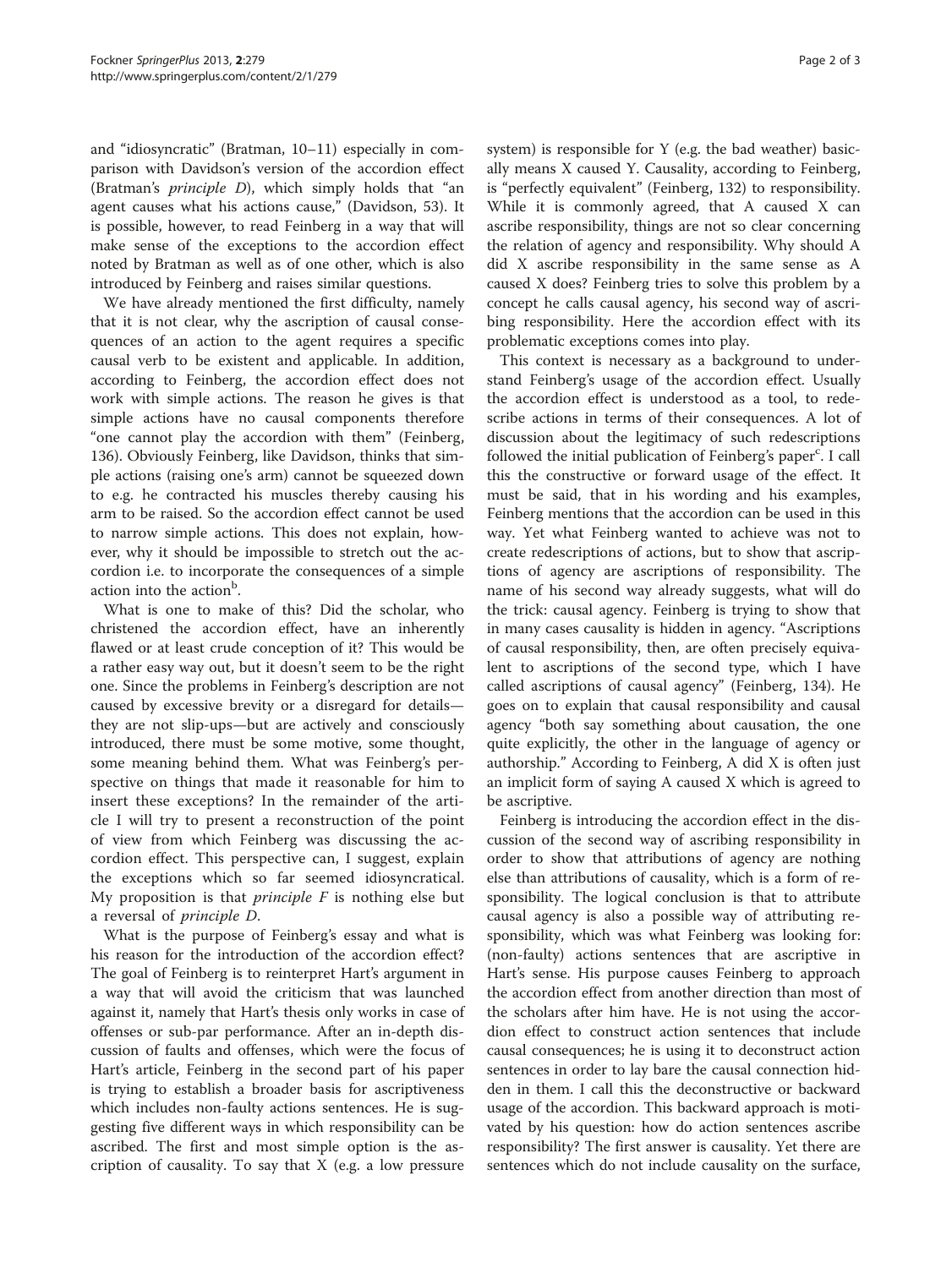and "idiosyncratic" (Bratman, 10–11) especially in comparison with Davidson's version of the accordion effect (Bratman's *principle D*), which simply holds that "an agent causes what his actions cause," (Davidson, 53). It is possible, however, to read Feinberg in a way that will make sense of the exceptions to the accordion effect noted by Bratman as well as of one other, which is also introduced by Feinberg and raises similar questions.

We have already mentioned the first difficulty, namely that it is not clear, why the ascription of causal consequences of an action to the agent requires a specific causal verb to be existent and applicable. In addition, according to Feinberg, the accordion effect does not work with simple actions. The reason he gives is that simple actions have no causal components therefore "one cannot play the accordion with them" (Feinberg, 136). Obviously Feinberg, like Davidson, thinks that simple actions (raising one's arm) cannot be squeezed down to e.g. he contracted his muscles thereby causing his arm to be raised. So the accordion effect cannot be used to narrow simple actions. This does not explain, however, why it should be impossible to stretch out the accordion i.e. to incorporate the consequences of a simple action into the action[b].

What is one to make of this? Did the scholar, who christened the accordion effect, have an inherently flawed or at least crude conception of it? This would be a rather easy way out, but it doesn't seem to be the right one. Since the problems in Feinberg's description are not caused by excessive brevity or a disregard for details—they are not slip-ups—but are actively and consciously introduced, there must be some motive, some thought, some meaning behind them. What was Feinberg's perspective on things that made it reasonable for him to insert these exceptions? In the remainder of the article I will try to present a reconstruction of the point of view from which Feinberg was discussing the accordion effect. This perspective can, I suggest, explain the exceptions which so far seemed idiosyncratical. My proposition is that *principle F* is nothing else but a reversal of *principle D*.

What is the purpose of Feinberg's essay and what is his reason for the introduction of the accordion effect? The goal of Feinberg is to reinterpret Hart's argument in a way that will avoid the criticism that was launched against it, namely that Hart's thesis only works in case of offenses or sub-par performance. After an in-depth discussion of faults and offenses, which were the focus of Hart's article, Feinberg in the second part of his paper is trying to establish a broader basis for ascriptiveness which includes non-faulty actions sentences. He is suggesting five different ways in which responsibility can be ascribed. The first and most simple option is the ascription of causality. To say that X (e.g. a low pressure system) is responsible for Y (e.g. the bad weather) basically means X caused Y. Causality, according to Feinberg, is "perfectly equivalent" (Feinberg, 132) to responsibility. While it is commonly agreed, that A caused X can ascribe responsibility, things are not so clear concerning the relation of agency and responsibility. Why should A did X ascribe responsibility in the same sense as A caused X does? Feinberg tries to solve this problem by a concept he calls causal agency, his second way of ascribing responsibility. Here the accordion effect with its problematic exceptions comes into play.

This context is necessary as a background to understand Feinberg's usage of the accordion effect. Usually the accordion effect is understood as a tool, to redescribe actions in terms of their consequences. A lot of discussion about the legitimacy of such redescriptions followed the initial publication of Feinberg's paper[c]. I call this the constructive or forward usage of the effect. It must be said, that in his wording and his examples, Feinberg mentions that the accordion can be used in this way. Yet what Feinberg wanted to achieve was not to create redescriptions of actions, but to show that ascriptions of agency are ascriptions of responsibility. The name of his second way already suggests, what will do the trick: causal agency. Feinberg is trying to show that in many cases causality is hidden in agency. "Ascriptions of causal responsibility, then, are often precisely equivalent to ascriptions of the second type, which I have called ascriptions of causal agency" (Feinberg, 134). He goes on to explain that causal responsibility and causal agency "both say something about causation, the one quite explicitly, the other in the language of agency or authorship." According to Feinberg, A did X is often just an implicit form of saying A caused X which is agreed to be ascriptive.

Feinberg is introducing the accordion effect in the discussion of the second way of ascribing responsibility in order to show that attributions of agency are nothing else than attributions of causality, which is a form of responsibility. The logical conclusion is that to attribute causal agency is also a possible way of attributing responsibility, which was what Feinberg was looking for: (non-faulty) actions sentences that are ascriptive in Hart's sense. His purpose causes Feinberg to approach the accordion effect from another direction than most of the scholars after him have. He is not using the accordion effect to construct action sentences that include causal consequences; he is using it to deconstruct action sentences in order to lay bare the causal connection hidden in them. I call this the deconstructive or backward usage of the accordion. This backward approach is motivated by his question: how do action sentences ascribe responsibility? The first answer is causality. Yet there are sentences which do not include causality on the surface,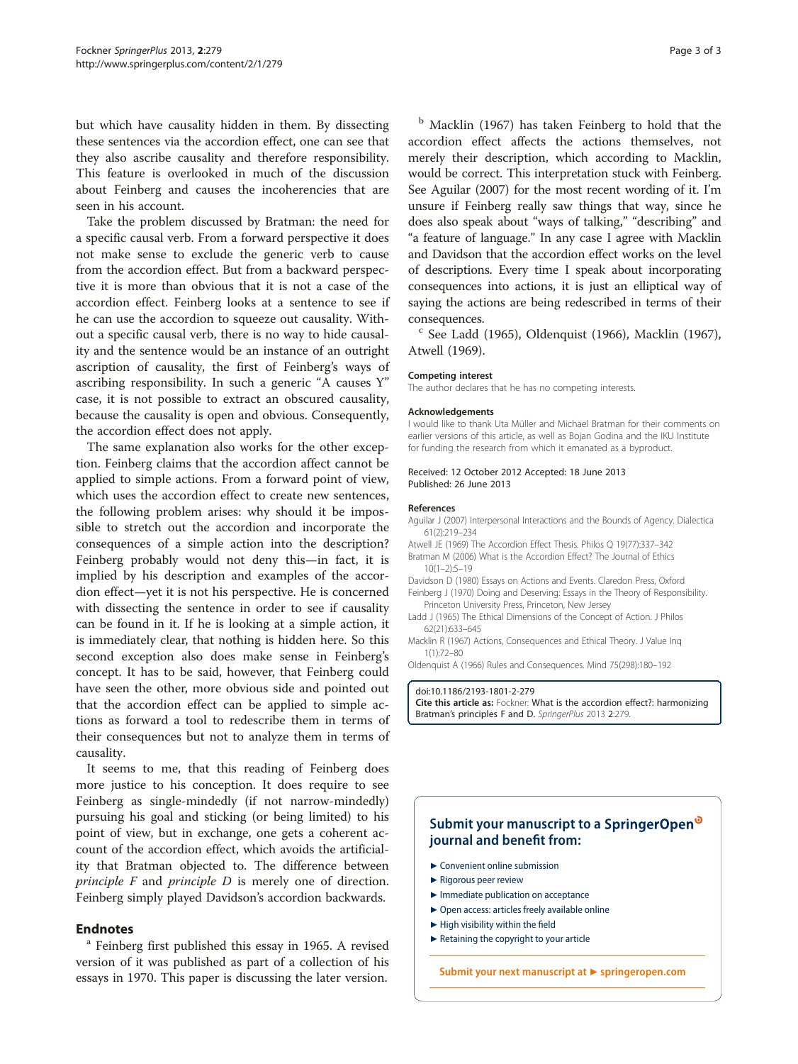but which have causality hidden in them. By dissecting these sentences via the accordion effect, one can see that they also ascribe causality and therefore responsibility. This feature is overlooked in much of the discussion about Feinberg and causes the incoherencies that are seen in his account.

Take the problem discussed by Bratman: the need for a specific causal verb. From a forward perspective it does not make sense to exclude the generic verb to cause from the accordion effect. But from a backward perspective it is more than obvious that it is not a case of the accordion effect. Feinberg looks at a sentence to see if he can use the accordion to squeeze out causality. Without a specific causal verb, there is no way to hide causality and the sentence would be an instance of an outright ascription of causality, the first of Feinberg's ways of ascribing responsibility. In such a generic "A causes Y" case, it is not possible to extract an obscured causality, because the causality is open and obvious. Consequently, the accordion effect does not apply.

The same explanation also works for the other exception. Feinberg claims that the accordion affect cannot be applied to simple actions. From a forward point of view, which uses the accordion effect to create new sentences, the following problem arises: why should it be impossible to stretch out the accordion and incorporate the consequences of a simple action into the description? Feinberg probably would not deny this—in fact, it is implied by his description and examples of the accordion effect—yet it is not his perspective. He is concerned with dissecting the sentence in order to see if causality can be found in it. If he is looking at a simple action, it is immediately clear, that nothing is hidden here. So this second exception also does make sense in Feinberg's concept. It has to be said, however, that Feinberg could have seen the other, more obvious side and pointed out that the accordion effect can be applied to simple actions as forward a tool to redescribe them in terms of their consequences but not to analyze them in terms of causality.

It seems to me, that this reading of Feinberg does more justice to his conception. It does require to see Feinberg as single-mindedly (if not narrow-mindedly) pursuing his goal and sticking (or being limited) to his point of view, but in exchange, one gets a coherent account of the accordion effect, which avoids the artificiality that Bratman objected to. The difference between *principle F* and *principle D* is merely one of direction. Feinberg simply played Davidson's accordion backwards.

## Endnotes

[a] Feinberg first published this essay in 1965. A revised version of it was published as part of a collection of his essays in 1970. This paper is discussing the later version.

[b] Macklin (1967) has taken Feinberg to hold that the accordion effect affects the actions themselves, not merely their description, which according to Macklin, would be correct. This interpretation stuck with Feinberg. See Aguilar (2007) for the most recent wording of it. I'm unsure if Feinberg really saw things that way, since he does also speak about "ways of talking," "describing" and "a feature of language." In any case I agree with Macklin and Davidson that the accordion effect works on the level of descriptions. Every time I speak about incorporating consequences into actions, it is just an elliptical way of saying the actions are being redescribed in terms of their consequences.

[c] See Ladd (1965), Oldenquist (1966), Macklin (1967), Atwell (1969).

#### Competing interest

The author declares that he has no competing interests.

#### Acknowledgements

I would like to thank Uta Müller and Michael Bratman for their comments on earlier versions of this article, as well as Bojan Godina and the IKU Institute for funding the research from which it emanated as a byproduct.

Received: 12 October 2012 Accepted: 18 June 2013
Published: 26 June 2013

#### References

Aguilar J (2007) Interpersonal Interactions and the Bounds of Agency. Dialectica 61(2):219–234

Atwell JE (1969) The Accordion Effect Thesis. Philos Q 19(77):337–342

Bratman M (2006) What is the Accordion Effect? The Journal of Ethics 10(1–2):5–19

Davidson D (1980) Essays on Actions and Events. Claredon Press, Oxford

Feinberg J (1970) Doing and Deserving: Essays in the Theory of Responsibility. Princeton University Press, Princeton, New Jersey

Ladd J (1965) The Ethical Dimensions of the Concept of Action. J Philos 62(21):633–645

Macklin R (1967) Actions, Consequences and Ethical Theory. J Value Inq 1(1):72–80

Oldenquist A (1966) Rules and Consequences. Mind 75(298):180–192

doi:10.1186/2193-1801-2-279
**Cite this article as:** Fockner: What is the accordion effect?: harmonizing Bratman's principles F and D. *SpringerPlus* 2013 **2**:279.

**Submit your manuscript to a SpringerOpen journal and benefit from:**

- ► Convenient online submission
- ► Rigorous peer review
- ► Immediate publication on acceptance
- ► Open access: articles freely available online
- ► High visibility within the field
- ► Retaining the copyright to your article

**Submit your next manuscript at ► springeropen.com**